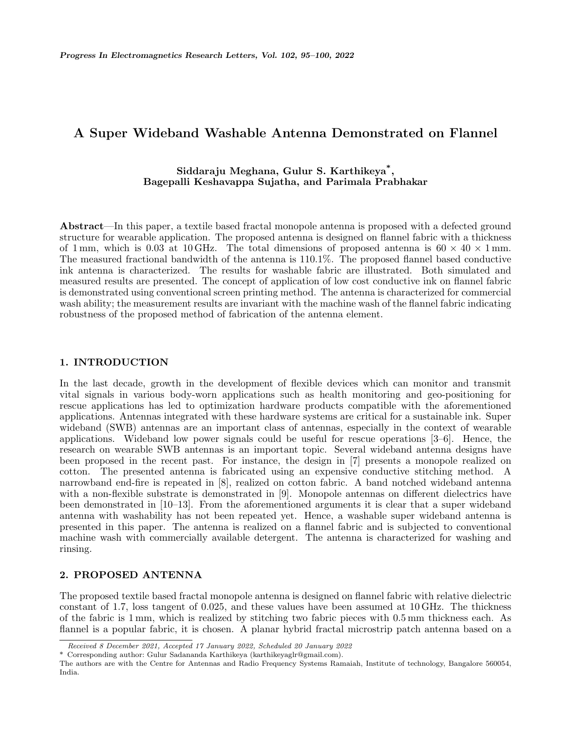# A Super Wideband Washable Antenna Demonstrated on Flannel

**Siddaraju Meghana, Gulur S. Karthikeya*, Bagepalli Keshavappa Sujatha, and Parimala Prabhakar**

**Abstract**—In this paper, a textile based fractal monopole antenna is proposed with a defected ground structure for wearable application. The proposed antenna is designed on flannel fabric with a thickness of 1 mm, which is 0.03 at 10 GHz. The total dimensions of proposed antenna is $60 \times 40 \times 1$ mm. The measured fractional bandwidth of the antenna is 110.1%. The proposed flannel based conductive ink antenna is characterized. The results for washable fabric are illustrated. Both simulated and measured results are presented. The concept of application of low cost conductive ink on flannel fabric is demonstrated using conventional screen printing method. The antenna is characterized for commercial wash ability; the measurement results are invariant with the machine wash of the flannel fabric indicating robustness of the proposed method of fabrication of the antenna element.

## 1. INTRODUCTION

In the last decade, growth in the development of flexible devices which can monitor and transmit vital signals in various body-worn applications such as health monitoring and geo-positioning for rescue applications has led to optimization hardware products compatible with the aforementioned applications. Antennas integrated with these hardware systems are critical for a sustainable ink. Super wideband (SWB) antennas are an important class of antennas, especially in the context of wearable applications. Wideband low power signals could be useful for rescue operations [3–6]. Hence, the research on wearable SWB antennas is an important topic. Several wideband antenna designs have been proposed in the recent past. For instance, the design in [7] presents a monopole realized on cotton. The presented antenna is fabricated using an expensive conductive stitching method. A narrowband end-fire is repeated in [8], realized on cotton fabric. A band notched wideband antenna with a non-flexible substrate is demonstrated in [9]. Monopole antennas on different dielectrics have been demonstrated in [10–13]. From the aforementioned arguments it is clear that a super wideband antenna with washability has not been repeated yet. Hence, a washable super wideband antenna is presented in this paper. The antenna is realized on a flannel fabric and is subjected to conventional machine wash with commercially available detergent. The antenna is characterized for washing and rinsing.

## 2. PROPOSED ANTENNA

The proposed textile based fractal monopole antenna is designed on flannel fabric with relative dielectric constant of 1.7, loss tangent of 0.025, and these values have been assumed at 10 GHz. The thickness of the fabric is 1 mm, which is realized by stitching two fabric pieces with 0.5 mm thickness each. As flannel is a popular fabric, it is chosen. A planar hybrid fractal microstrip patch antenna based on a

*Received 8 December 2021, Accepted 17 January 2022, Scheduled 20 January 2022*

\* Corresponding author: Gulur Sadananda Karthikeya (karthikeyaglr@gmail.com).

The authors are with the Centre for Antennas and Radio Frequency Systems Ramaiah, Institute of technology, Bangalore 560054, India.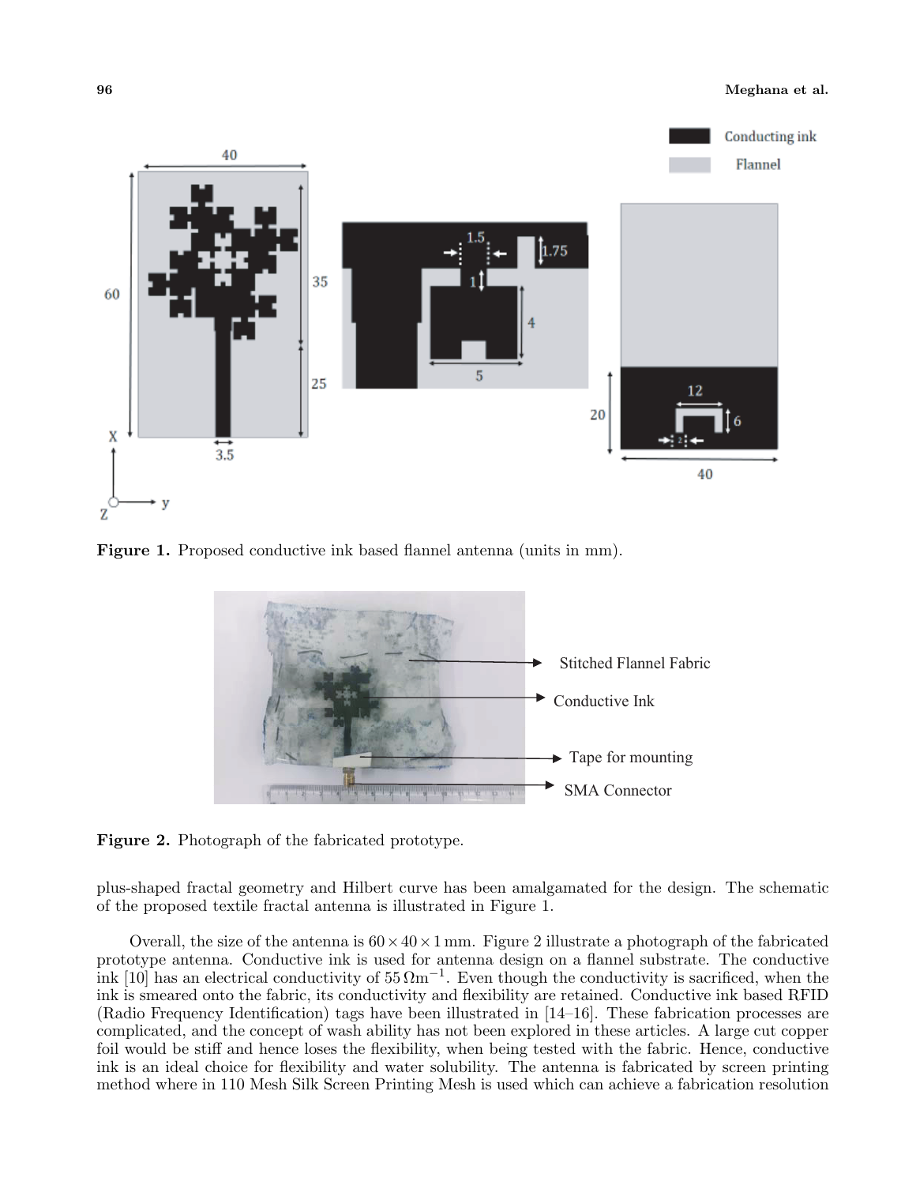Figure 1. Proposed conductive ink based flannel antenna (units in mm).

Figure 2. Photograph of the fabricated prototype.

plus-shaped fractal geometry and Hilbert curve has been amalgamated for the design. The schematic of the proposed textile fractal antenna is illustrated in Figure 1.

Overall, the size of the antenna is $60 \times 40 \times 1$ mm. Figure 2 illustrate a photograph of the fabricated prototype antenna. Conductive ink is used for antenna design on a flannel substrate. The conductive ink [10] has an electrical conductivity of $55\,\Omega\text{m}^{-1}$. Even though the conductivity is sacrificed, when the ink is smeared onto the fabric, its conductivity and flexibility are retained. Conductive ink based RFID (Radio Frequency Identification) tags have been illustrated in [14–16]. These fabrication processes are complicated, and the concept of wash ability has not been explored in these articles. A large cut copper foil would be stiff and hence loses the flexibility, when being tested with the fabric. Hence, conductive ink is an ideal choice for flexibility and water solubility. The antenna is fabricated by screen printing method where in 110 Mesh Silk Screen Printing Mesh is used which can achieve a fabrication resolution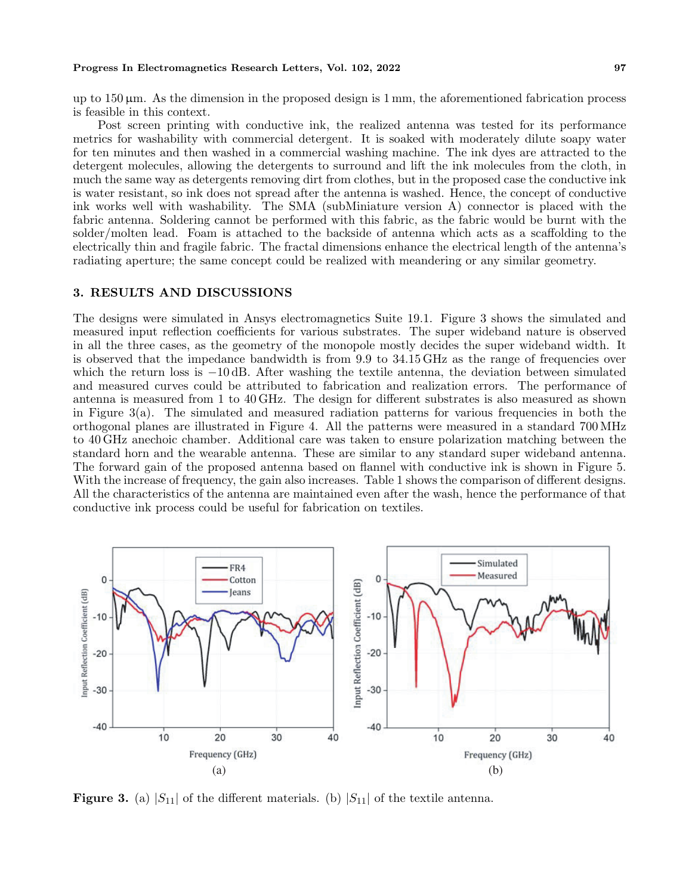up to 150 μm. As the dimension in the proposed design is 1 mm, the aforementioned fabrication process is feasible in this context.

Post screen printing with conductive ink, the realized antenna was tested for its performance metrics for washability with commercial detergent. It is soaked with moderately dilute soapy water for ten minutes and then washed in a commercial washing machine. The ink dyes are attracted to the detergent molecules, allowing the detergents to surround and lift the ink molecules from the cloth, in much the same way as detergents removing dirt from clothes, but in the proposed case the conductive ink is water resistant, so ink does not spread after the antenna is washed. Hence, the concept of conductive ink works well with washability. The SMA (subMiniature version A) connector is placed with the fabric antenna. Soldering cannot be performed with this fabric, as the fabric would be burnt with the solder/molten lead. Foam is attached to the backside of antenna which acts as a scaffolding to the electrically thin and fragile fabric. The fractal dimensions enhance the electrical length of the antenna's radiating aperture; the same concept could be realized with meandering or any similar geometry.

## 3. RESULTS AND DISCUSSIONS

The designs were simulated in Ansys electromagnetics Suite 19.1. Figure 3 shows the simulated and measured input reflection coefficients for various substrates. The super wideband nature is observed in all the three cases, as the geometry of the monopole mostly decides the super wideband width. It is observed that the impedance bandwidth is from 9.9 to 34.15 GHz as the range of frequencies over which the return loss is −10 dB. After washing the textile antenna, the deviation between simulated and measured curves could be attributed to fabrication and realization errors. The performance of antenna is measured from 1 to 40 GHz. The design for different substrates is also measured as shown in Figure 3(a). The simulated and measured radiation patterns for various frequencies in both the orthogonal planes are illustrated in Figure 4. All the patterns were measured in a standard 700 MHz to 40 GHz anechoic chamber. Additional care was taken to ensure polarization matching between the standard horn and the wearable antenna. These are similar to any standard super wideband antenna. The forward gain of the proposed antenna based on flannel with conductive ink is shown in Figure 5. With the increase of frequency, the gain also increases. Table 1 shows the comparison of different designs. All the characteristics of the antenna are maintained even after the wash, hence the performance of that conductive ink process could be useful for fabrication on textiles.

**Figure 3.** (a) $|S_{11}|$ of the different materials. (b) $|S_{11}|$ of the textile antenna.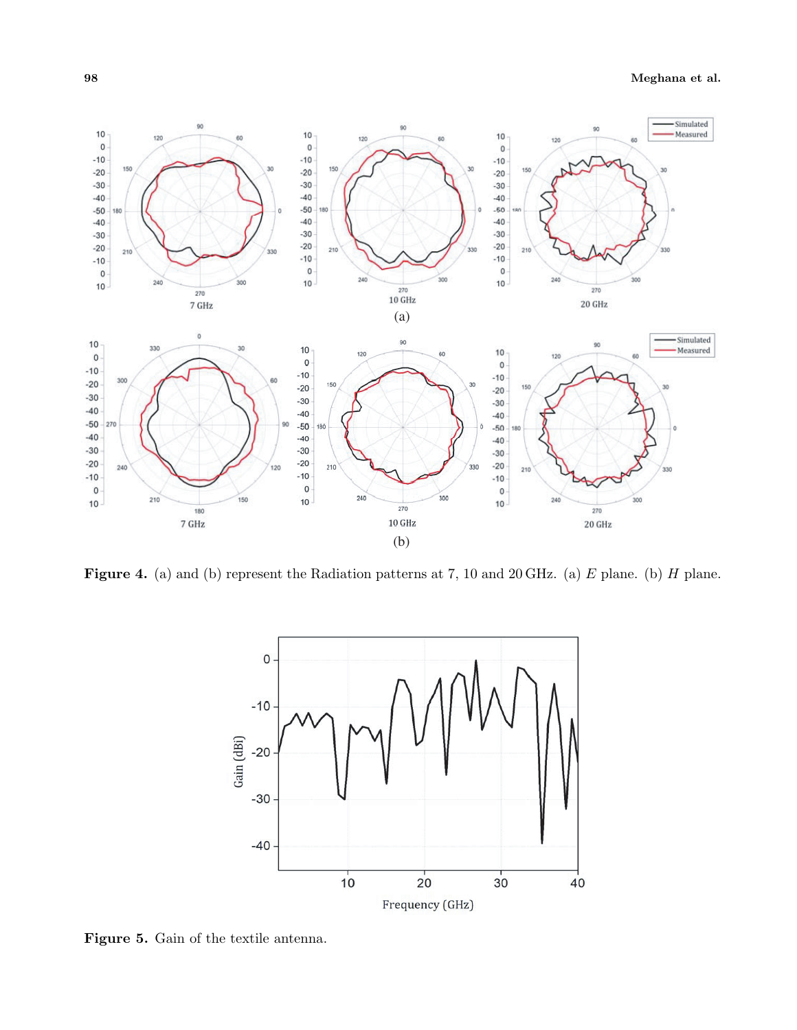**Figure 4.** (a) and (b) represent the Radiation patterns at 7, 10 and 20 GHz. (a) *E* plane. (b) *H* plane.

**Figure 5.** Gain of the textile antenna.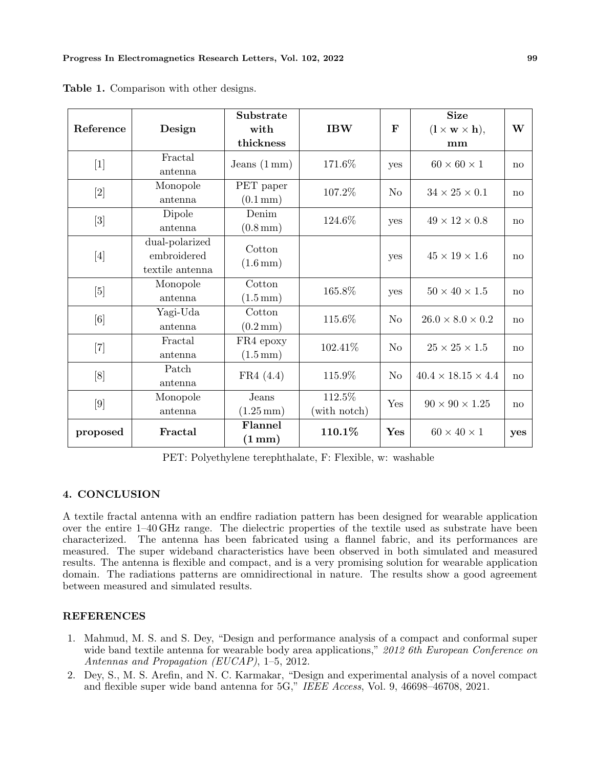**Table 1.** Comparison with other designs.

| Reference | Design | Substrate with thickness | IBW | F | Size ($\mathbf{l} \times \mathbf{w} \times \mathbf{h}$), mm | W |
|---|---|---|---|---|---|---|
| [1] | Fractal antenna | Jeans (1 mm) | 171.6% | yes | $60 \times 60 \times 1$ | no |
| [2] | Monopole antenna | PET paper (0.1 mm) | 107.2% | No | $34 \times 25 \times 0.1$ | no |
| [3] | Dipole antenna | Denim (0.8 mm) | 124.6% | yes | $49 \times 12 \times 0.8$ | no |
| [4] | dual-polarized embroidered textile antenna | Cotton (1.6 mm) | | yes | $45 \times 19 \times 1.6$ | no |
| [5] | Monopole antenna | Cotton (1.5 mm) | 165.8% | yes | $50 \times 40 \times 1.5$ | no |
| [6] | Yagi-Uda antenna | Cotton (0.2 mm) | 115.6% | No | $26.0 \times 8.0 \times 0.2$ | no |
| [7] | Fractal antenna | FR4 epoxy (1.5 mm) | 102.41% | No | $25 \times 25 \times 1.5$ | no |
| [8] | Patch antenna | FR4 (4.4) | 115.9% | No | $40.4 \times 18.15 \times 4.4$ | no |
| [9] | Monopole antenna | Jeans (1.25 mm) | 112.5% (with notch) | Yes | $90 \times 90 \times 1.25$ | no |
| **proposed** | **Fractal** | **Flannel (1 mm)** | **110.1%** | **Yes** | $60 \times 40 \times 1$ | **yes** |

PET: Polyethylene terephthalate, F: Flexible, w: washable

## 4. CONCLUSION

A textile fractal antenna with an endfire radiation pattern has been designed for wearable application over the entire 1–40 GHz range. The dielectric properties of the textile used as substrate have been characterized. The antenna has been fabricated using a flannel fabric, and its performances are measured. The super wideband characteristics have been observed in both simulated and measured results. The antenna is flexible and compact, and is a very promising solution for wearable application domain. The radiations patterns are omnidirectional in nature. The results show a good agreement between measured and simulated results.

## REFERENCES

1. Mahmud, M. S. and S. Dey, "Design and performance analysis of a compact and conformal super wide band textile antenna for wearable body area applications," *2012 6th European Conference on Antennas and Propagation (EUCAP)*, 1–5, 2012.
2. Dey, S., M. S. Arefin, and N. C. Karmakar, "Design and experimental analysis of a novel compact and flexible super wide band antenna for 5G," *IEEE Access*, Vol. 9, 46698–46708, 2021.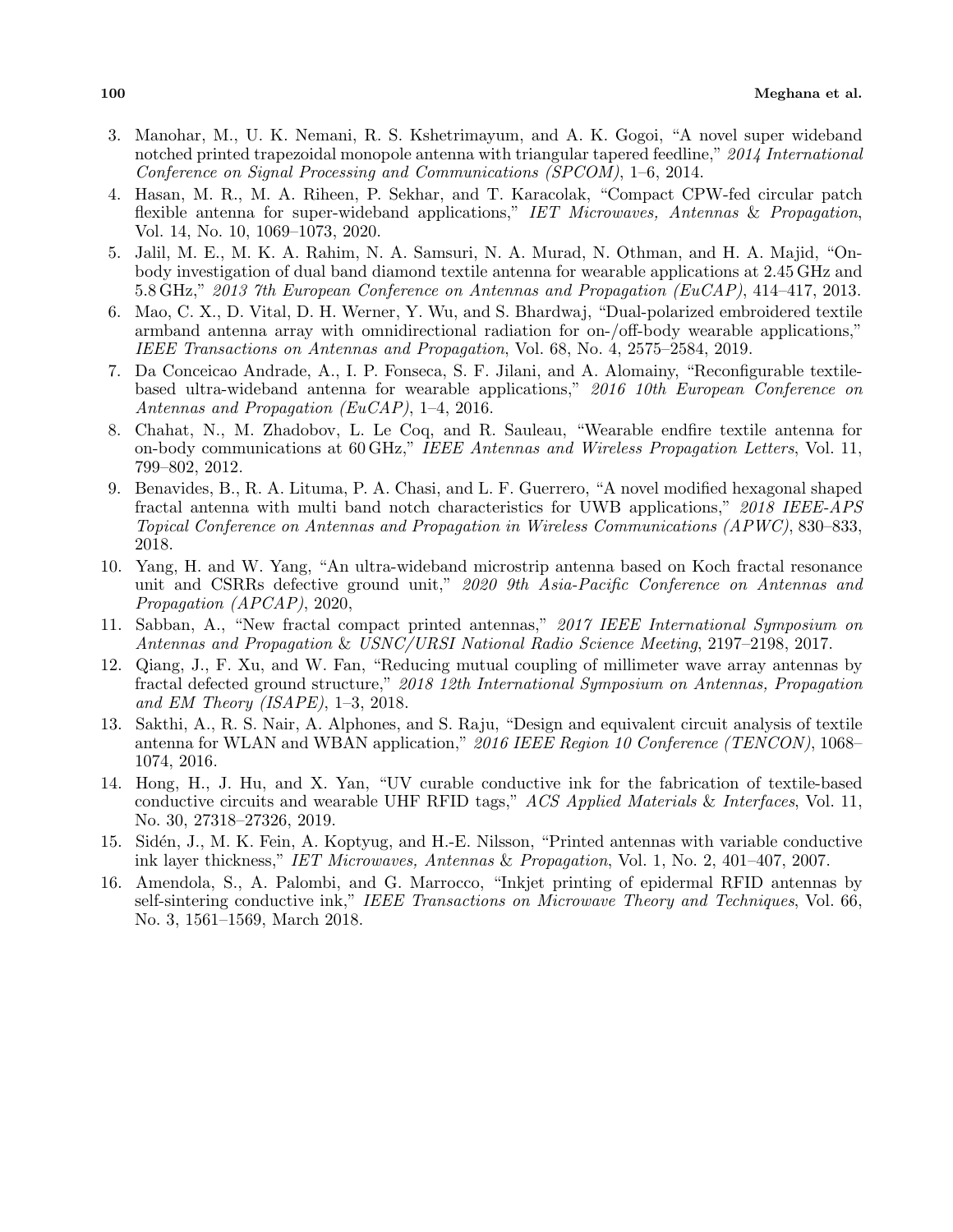3. Manohar, M., U. K. Nemani, R. S. Kshetrimayum, and A. K. Gogoi, "A novel super wideband notched printed trapezoidal monopole antenna with triangular tapered feedline," *2014 International Conference on Signal Processing and Communications (SPCOM)*, 1–6, 2014.
4. Hasan, M. R., M. A. Riheen, P. Sekhar, and T. Karacolak, "Compact CPW-fed circular patch flexible antenna for super-wideband applications," *IET Microwaves, Antennas & Propagation*, Vol. 14, No. 10, 1069–1073, 2020.
5. Jalil, M. E., M. K. A. Rahim, N. A. Samsuri, N. A. Murad, N. Othman, and H. A. Majid, "On-body investigation of dual band diamond textile antenna for wearable applications at 2.45 GHz and 5.8 GHz," *2013 7th European Conference on Antennas and Propagation (EuCAP)*, 414–417, 2013.
6. Mao, C. X., D. Vital, D. H. Werner, Y. Wu, and S. Bhardwaj, "Dual-polarized embroidered textile armband antenna array with omnidirectional radiation for on-/off-body wearable applications," *IEEE Transactions on Antennas and Propagation*, Vol. 68, No. 4, 2575–2584, 2019.
7. Da Conceicao Andrade, A., I. P. Fonseca, S. F. Jilani, and A. Alomainy, "Reconfigurable textile-based ultra-wideband antenna for wearable applications," *2016 10th European Conference on Antennas and Propagation (EuCAP)*, 1–4, 2016.
8. Chahat, N., M. Zhadobov, L. Le Coq, and R. Sauleau, "Wearable endfire textile antenna for on-body communications at 60 GHz," *IEEE Antennas and Wireless Propagation Letters*, Vol. 11, 799–802, 2012.
9. Benavides, B., R. A. Lituma, P. A. Chasi, and L. F. Guerrero, "A novel modified hexagonal shaped fractal antenna with multi band notch characteristics for UWB applications," *2018 IEEE-APS Topical Conference on Antennas and Propagation in Wireless Communications (APWC)*, 830–833, 2018.
10. Yang, H. and W. Yang, "An ultra-wideband microstrip antenna based on Koch fractal resonance unit and CSRRs defective ground unit," *2020 9th Asia-Pacific Conference on Antennas and Propagation (APCAP)*, 2020,
11. Sabban, A., "New fractal compact printed antennas," *2017 IEEE International Symposium on Antennas and Propagation & USNC/URSI National Radio Science Meeting*, 2197–2198, 2017.
12. Qiang, J., F. Xu, and W. Fan, "Reducing mutual coupling of millimeter wave array antennas by fractal defected ground structure," *2018 12th International Symposium on Antennas, Propagation and EM Theory (ISAPE)*, 1–3, 2018.
13. Sakthi, A., R. S. Nair, A. Alphones, and S. Raju, "Design and equivalent circuit analysis of textile antenna for WLAN and WBAN application," *2016 IEEE Region 10 Conference (TENCON)*, 1068–1074, 2016.
14. Hong, H., J. Hu, and X. Yan, "UV curable conductive ink for the fabrication of textile-based conductive circuits and wearable UHF RFID tags," *ACS Applied Materials & Interfaces*, Vol. 11, No. 30, 27318–27326, 2019.
15. Sidén, J., M. K. Fein, A. Koptyug, and H.-E. Nilsson, "Printed antennas with variable conductive ink layer thickness," *IET Microwaves, Antennas & Propagation*, Vol. 1, No. 2, 401–407, 2007.
16. Amendola, S., A. Palombi, and G. Marrocco, "Inkjet printing of epidermal RFID antennas by self-sintering conductive ink," *IEEE Transactions on Microwave Theory and Techniques*, Vol. 66, No. 3, 1561–1569, March 2018.